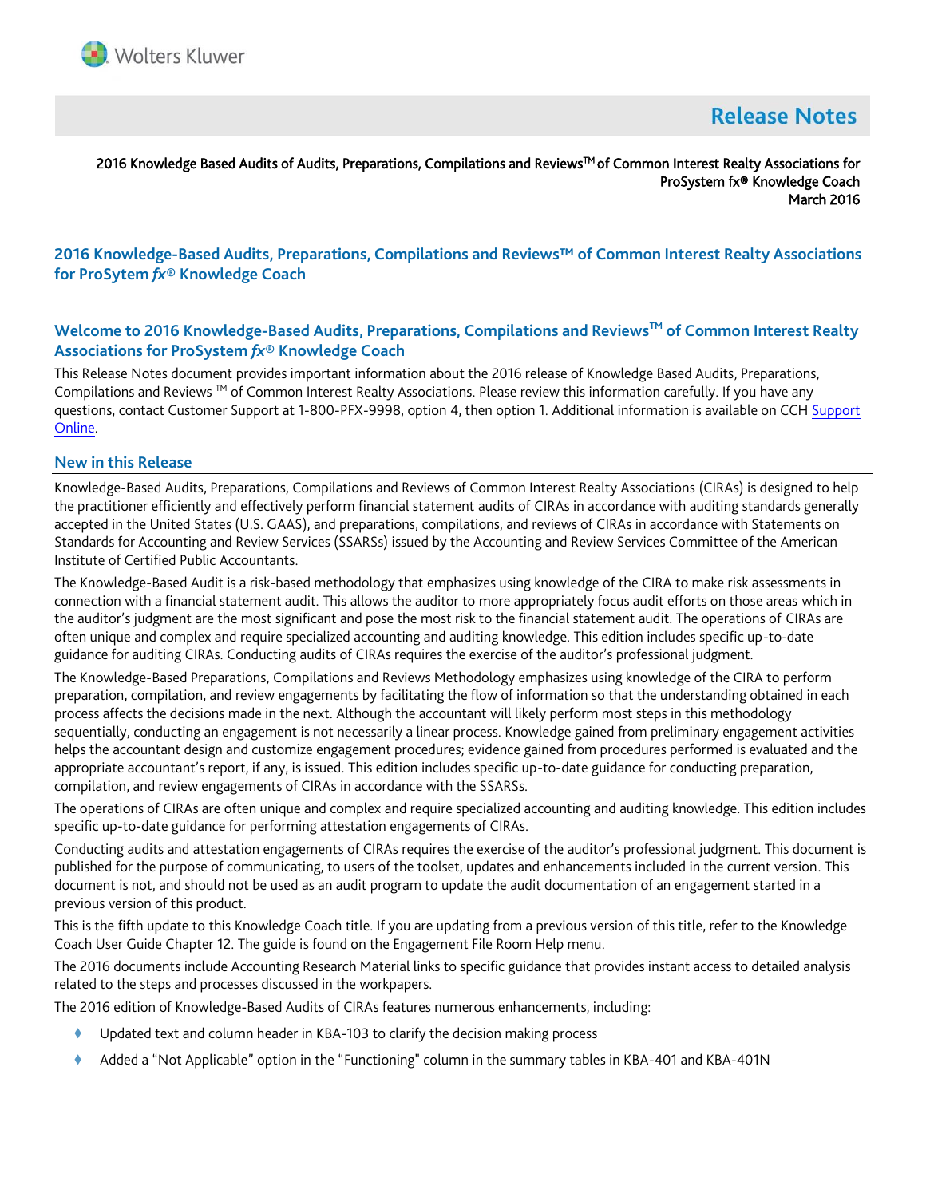# Release Notes

2016 Knowledge Based Audits of Audits, Preparations, Compilations and Reviews™ of Common Interest Realty Associations for ProSystem fx® Knowledge Coach
March 2016

## 2016 Knowledge-Based Audits, Preparations, Compilations and Reviews™ of Common Interest Realty Associations for ProSytem *fx*® Knowledge Coach

## Welcome to 2016 Knowledge-Based Audits, Preparations, Compilations and Reviews™ of Common Interest Realty Associations for ProSystem *fx*® Knowledge Coach

This Release Notes document provides important information about the 2016 release of Knowledge Based Audits, Preparations, Compilations and Reviews ™ of Common Interest Realty Associations. Please review this information carefully. If you have any questions, contact Customer Support at 1-800-PFX-9998, option 4, then option 1. Additional information is available on CCH Support Online.

## New in this Release

Knowledge-Based Audits, Preparations, Compilations and Reviews of Common Interest Realty Associations (CIRAs) is designed to help the practitioner efficiently and effectively perform financial statement audits of CIRAs in accordance with auditing standards generally accepted in the United States (U.S. GAAS), and preparations, compilations, and reviews of CIRAs in accordance with Statements on Standards for Accounting and Review Services (SSARSs) issued by the Accounting and Review Services Committee of the American Institute of Certified Public Accountants.

The Knowledge-Based Audit is a risk-based methodology that emphasizes using knowledge of the CIRA to make risk assessments in connection with a financial statement audit. This allows the auditor to more appropriately focus audit efforts on those areas which in the auditor's judgment are the most significant and pose the most risk to the financial statement audit. The operations of CIRAs are often unique and complex and require specialized accounting and auditing knowledge. This edition includes specific up-to-date guidance for auditing CIRAs. Conducting audits of CIRAs requires the exercise of the auditor's professional judgment.

The Knowledge-Based Preparations, Compilations and Reviews Methodology emphasizes using knowledge of the CIRA to perform preparation, compilation, and review engagements by facilitating the flow of information so that the understanding obtained in each process affects the decisions made in the next. Although the accountant will likely perform most steps in this methodology sequentially, conducting an engagement is not necessarily a linear process. Knowledge gained from preliminary engagement activities helps the accountant design and customize engagement procedures; evidence gained from procedures performed is evaluated and the appropriate accountant's report, if any, is issued. This edition includes specific up-to-date guidance for conducting preparation, compilation, and review engagements of CIRAs in accordance with the SSARSs.

The operations of CIRAs are often unique and complex and require specialized accounting and auditing knowledge. This edition includes specific up-to-date guidance for performing attestation engagements of CIRAs.

Conducting audits and attestation engagements of CIRAs requires the exercise of the auditor's professional judgment. This document is published for the purpose of communicating, to users of the toolset, updates and enhancements included in the current version. This document is not, and should not be used as an audit program to update the audit documentation of an engagement started in a previous version of this product.

This is the fifth update to this Knowledge Coach title. If you are updating from a previous version of this title, refer to the Knowledge Coach User Guide Chapter 12. The guide is found on the Engagement File Room Help menu.

The 2016 documents include Accounting Research Material links to specific guidance that provides instant access to detailed analysis related to the steps and processes discussed in the workpapers.

The 2016 edition of Knowledge-Based Audits of CIRAs features numerous enhancements, including:

- Updated text and column header in KBA-103 to clarify the decision making process
- Added a "Not Applicable" option in the "Functioning" column in the summary tables in KBA-401 and KBA-401N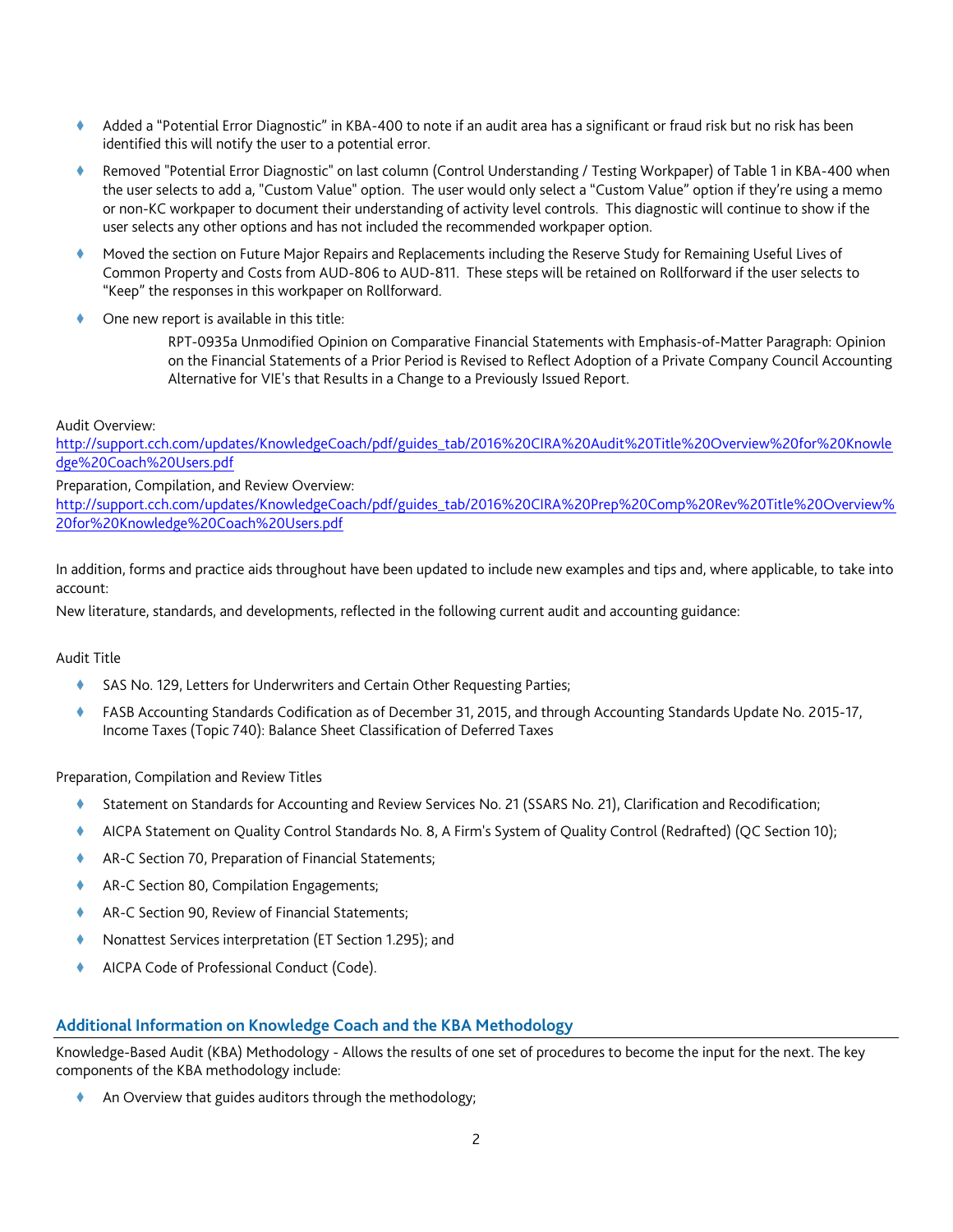- Added a "Potential Error Diagnostic" in KBA-400 to note if an audit area has a significant or fraud risk but no risk has been identified this will notify the user to a potential error.
- Removed "Potential Error Diagnostic" on last column (Control Understanding / Testing Workpaper) of Table 1 in KBA-400 when the user selects to add a, "Custom Value" option. The user would only select a "Custom Value" option if they're using a memo or non-KC workpaper to document their understanding of activity level controls. This diagnostic will continue to show if the user selects any other options and has not included the recommended workpaper option.
- Moved the section on Future Major Repairs and Replacements including the Reserve Study for Remaining Useful Lives of Common Property and Costs from AUD-806 to AUD-811. These steps will be retained on Rollforward if the user selects to "Keep" the responses in this workpaper on Rollforward.
- One new report is available in this title:

  RPT-0935a Unmodified Opinion on Comparative Financial Statements with Emphasis-of-Matter Paragraph: Opinion on the Financial Statements of a Prior Period is Revised to Reflect Adoption of a Private Company Council Accounting Alternative for VIE's that Results in a Change to a Previously Issued Report.

Audit Overview:
http://support.cch.com/updates/KnowledgeCoach/pdf/guides_tab/2016%20CIRA%20Audit%20Title%20Overview%20for%20Knowledge%20Coach%20Users.pdf

Preparation, Compilation, and Review Overview:
http://support.cch.com/updates/KnowledgeCoach/pdf/guides_tab/2016%20CIRA%20Prep%20Comp%20Rev%20Title%20Overview%20for%20Knowledge%20Coach%20Users.pdf

In addition, forms and practice aids throughout have been updated to include new examples and tips and, where applicable, to take into account:

New literature, standards, and developments, reflected in the following current audit and accounting guidance:

Audit Title

- SAS No. 129, Letters for Underwriters and Certain Other Requesting Parties;
- FASB Accounting Standards Codification as of December 31, 2015, and through Accounting Standards Update No. 2015-17, Income Taxes (Topic 740): Balance Sheet Classification of Deferred Taxes

Preparation, Compilation and Review Titles

- Statement on Standards for Accounting and Review Services No. 21 (SSARS No. 21), Clarification and Recodification;
- AICPA Statement on Quality Control Standards No. 8, A Firm's System of Quality Control (Redrafted) (QC Section 10);
- AR-C Section 70, Preparation of Financial Statements;
- AR-C Section 80, Compilation Engagements;
- AR-C Section 90, Review of Financial Statements;
- Nonattest Services interpretation (ET Section 1.295); and
- AICPA Code of Professional Conduct (Code).

## Additional Information on Knowledge Coach and the KBA Methodology

Knowledge-Based Audit (KBA) Methodology - Allows the results of one set of procedures to become the input for the next. The key components of the KBA methodology include:

- An Overview that guides auditors through the methodology;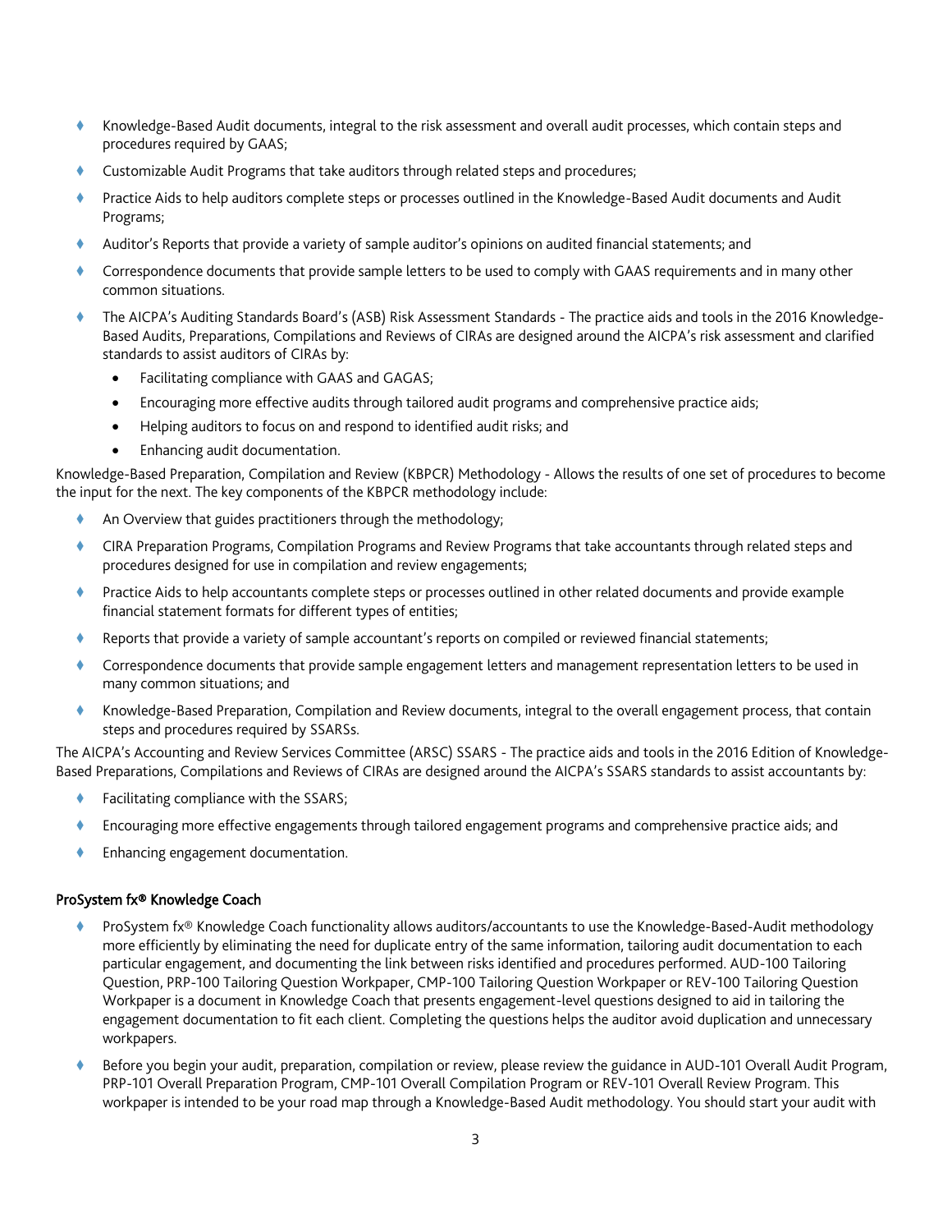- Knowledge-Based Audit documents, integral to the risk assessment and overall audit processes, which contain steps and procedures required by GAAS;
- Customizable Audit Programs that take auditors through related steps and procedures;
- Practice Aids to help auditors complete steps or processes outlined in the Knowledge-Based Audit documents and Audit Programs;
- Auditor's Reports that provide a variety of sample auditor's opinions on audited financial statements; and
- Correspondence documents that provide sample letters to be used to comply with GAAS requirements and in many other common situations.
- The AICPA's Auditing Standards Board's (ASB) Risk Assessment Standards - The practice aids and tools in the 2016 Knowledge-Based Audits, Preparations, Compilations and Reviews of CIRAs are designed around the AICPA's risk assessment and clarified standards to assist auditors of CIRAs by:
  - Facilitating compliance with GAAS and GAGAS;
  - Encouraging more effective audits through tailored audit programs and comprehensive practice aids;
  - Helping auditors to focus on and respond to identified audit risks; and
  - Enhancing audit documentation.

Knowledge-Based Preparation, Compilation and Review (KBPCR) Methodology - Allows the results of one set of procedures to become the input for the next. The key components of the KBPCR methodology include:

- An Overview that guides practitioners through the methodology;
- CIRA Preparation Programs, Compilation Programs and Review Programs that take accountants through related steps and procedures designed for use in compilation and review engagements;
- Practice Aids to help accountants complete steps or processes outlined in other related documents and provide example financial statement formats for different types of entities;
- Reports that provide a variety of sample accountant's reports on compiled or reviewed financial statements;
- Correspondence documents that provide sample engagement letters and management representation letters to be used in many common situations; and
- Knowledge-Based Preparation, Compilation and Review documents, integral to the overall engagement process, that contain steps and procedures required by SSARSs.

The AICPA's Accounting and Review Services Committee (ARSC) SSARS - The practice aids and tools in the 2016 Edition of Knowledge-Based Preparations, Compilations and Reviews of CIRAs are designed around the AICPA's SSARS standards to assist accountants by:

- Facilitating compliance with the SSARS;
- Encouraging more effective engagements through tailored engagement programs and comprehensive practice aids; and
- Enhancing engagement documentation.

### ProSystem fx® Knowledge Coach

- ProSystem fx® Knowledge Coach functionality allows auditors/accountants to use the Knowledge-Based-Audit methodology more efficiently by eliminating the need for duplicate entry of the same information, tailoring audit documentation to each particular engagement, and documenting the link between risks identified and procedures performed. AUD-100 Tailoring Question, PRP-100 Tailoring Question Workpaper, CMP-100 Tailoring Question Workpaper or REV-100 Tailoring Question Workpaper is a document in Knowledge Coach that presents engagement-level questions designed to aid in tailoring the engagement documentation to fit each client. Completing the questions helps the auditor avoid duplication and unnecessary workpapers.
- Before you begin your audit, preparation, compilation or review, please review the guidance in AUD-101 Overall Audit Program, PRP-101 Overall Preparation Program, CMP-101 Overall Compilation Program or REV-101 Overall Review Program. This workpaper is intended to be your road map through a Knowledge-Based Audit methodology. You should start your audit with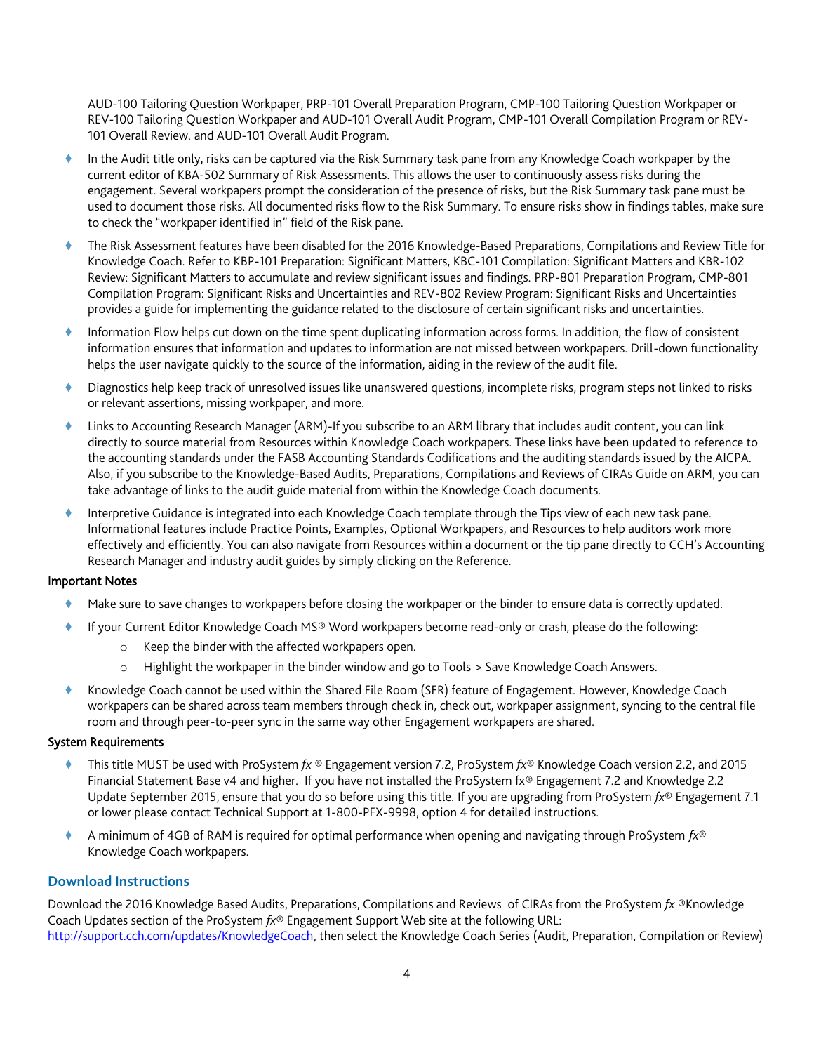AUD-100 Tailoring Question Workpaper, PRP-101 Overall Preparation Program, CMP-100 Tailoring Question Workpaper or REV-100 Tailoring Question Workpaper and AUD-101 Overall Audit Program, CMP-101 Overall Compilation Program or REV-101 Overall Review. and AUD-101 Overall Audit Program.

- In the Audit title only, risks can be captured via the Risk Summary task pane from any Knowledge Coach workpaper by the current editor of KBA-502 Summary of Risk Assessments. This allows the user to continuously assess risks during the engagement. Several workpapers prompt the consideration of the presence of risks, but the Risk Summary task pane must be used to document those risks. All documented risks flow to the Risk Summary. To ensure risks show in findings tables, make sure to check the "workpaper identified in" field of the Risk pane.
- The Risk Assessment features have been disabled for the 2016 Knowledge-Based Preparations, Compilations and Review Title for Knowledge Coach. Refer to KBP-101 Preparation: Significant Matters, KBC-101 Compilation: Significant Matters and KBR-102 Review: Significant Matters to accumulate and review significant issues and findings. PRP-801 Preparation Program, CMP-801 Compilation Program: Significant Risks and Uncertainties and REV-802 Review Program: Significant Risks and Uncertainties provides a guide for implementing the guidance related to the disclosure of certain significant risks and uncertainties.
- Information Flow helps cut down on the time spent duplicating information across forms. In addition, the flow of consistent information ensures that information and updates to information are not missed between workpapers. Drill-down functionality helps the user navigate quickly to the source of the information, aiding in the review of the audit file.
- Diagnostics help keep track of unresolved issues like unanswered questions, incomplete risks, program steps not linked to risks or relevant assertions, missing workpaper, and more.
- Links to Accounting Research Manager (ARM)-If you subscribe to an ARM library that includes audit content, you can link directly to source material from Resources within Knowledge Coach workpapers. These links have been updated to reference to the accounting standards under the FASB Accounting Standards Codifications and the auditing standards issued by the AICPA. Also, if you subscribe to the Knowledge-Based Audits, Preparations, Compilations and Reviews of CIRAs Guide on ARM, you can take advantage of links to the audit guide material from within the Knowledge Coach documents.
- Interpretive Guidance is integrated into each Knowledge Coach template through the Tips view of each new task pane. Informational features include Practice Points, Examples, Optional Workpapers, and Resources to help auditors work more effectively and efficiently. You can also navigate from Resources within a document or the tip pane directly to CCH's Accounting Research Manager and industry audit guides by simply clicking on the Reference.

**Important Notes**

- Make sure to save changes to workpapers before closing the workpaper or the binder to ensure data is correctly updated.
- If your Current Editor Knowledge Coach MS® Word workpapers become read-only or crash, please do the following:
  - Keep the binder with the affected workpapers open.
  - Highlight the workpaper in the binder window and go to Tools > Save Knowledge Coach Answers.
- Knowledge Coach cannot be used within the Shared File Room (SFR) feature of Engagement. However, Knowledge Coach workpapers can be shared across team members through check in, check out, workpaper assignment, syncing to the central file room and through peer-to-peer sync in the same way other Engagement workpapers are shared.

**System Requirements**

- This title MUST be used with ProSystem *fx* ® Engagement version 7.2, ProSystem *fx*® Knowledge Coach version 2.2, and 2015 Financial Statement Base v4 and higher. If you have not installed the ProSystem fx® Engagement 7.2 and Knowledge 2.2 Update September 2015, ensure that you do so before using this title. If you are upgrading from ProSystem *fx*® Engagement 7.1 or lower please contact Technical Support at 1-800-PFX-9998, option 4 for detailed instructions.
- A minimum of 4GB of RAM is required for optimal performance when opening and navigating through ProSystem *fx*® Knowledge Coach workpapers.

## Download Instructions

Download the 2016 Knowledge Based Audits, Preparations, Compilations and Reviews of CIRAs from the ProSystem *fx* ®Knowledge Coach Updates section of the ProSystem *fx*® Engagement Support Web site at the following URL: http://support.cch.com/updates/KnowledgeCoach, then select the Knowledge Coach Series (Audit, Preparation, Compilation or Review)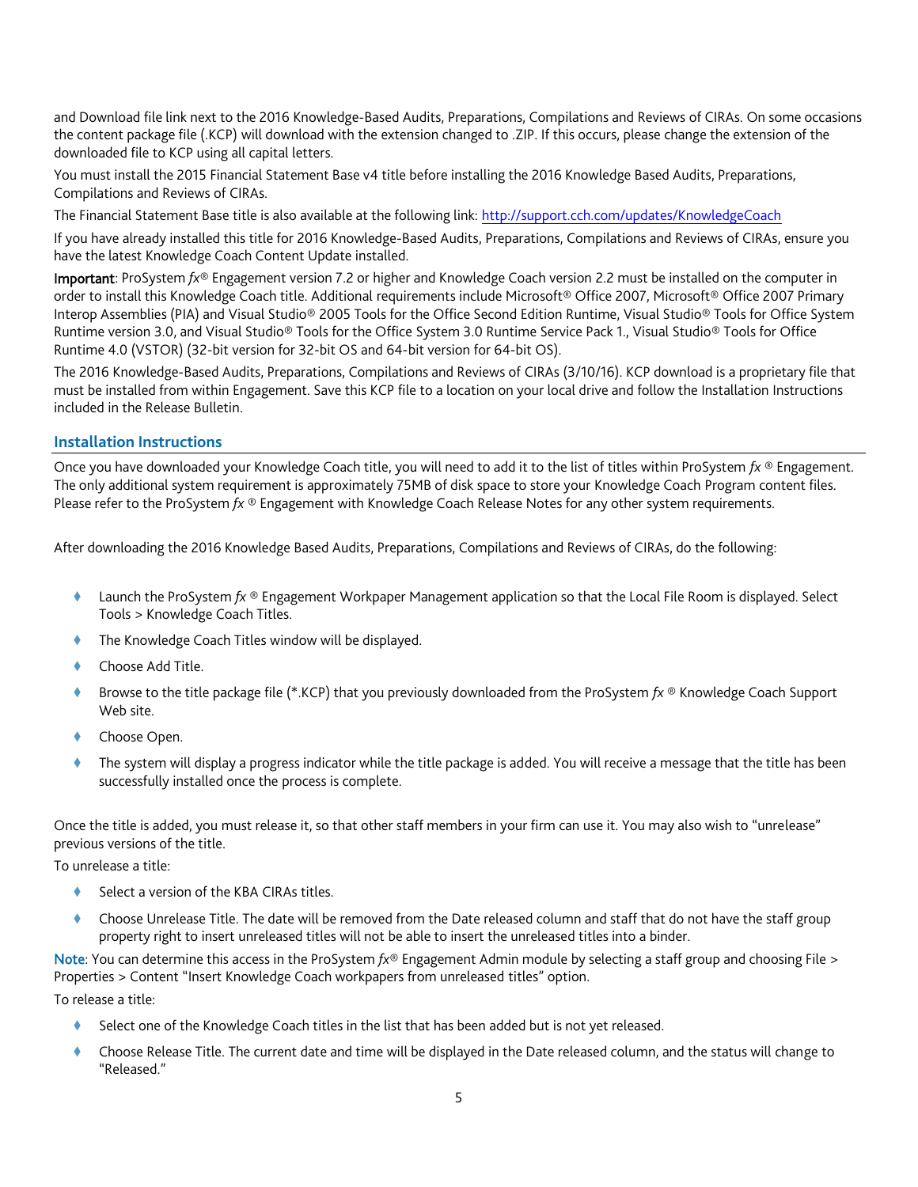and Download file link next to the 2016 Knowledge-Based Audits, Preparations, Compilations and Reviews of CIRAs. On some occasions the content package file (.KCP) will download with the extension changed to .ZIP. If this occurs, please change the extension of the downloaded file to KCP using all capital letters.

You must install the 2015 Financial Statement Base v4 title before installing the 2016 Knowledge Based Audits, Preparations, Compilations and Reviews of CIRAs.

The Financial Statement Base title is also available at the following link: http://support.cch.com/updates/KnowledgeCoach

If you have already installed this title for 2016 Knowledge-Based Audits, Preparations, Compilations and Reviews of CIRAs, ensure you have the latest Knowledge Coach Content Update installed.

**Important**: ProSystem *fx*® Engagement version 7.2 or higher and Knowledge Coach version 2.2 must be installed on the computer in order to install this Knowledge Coach title. Additional requirements include Microsoft® Office 2007, Microsoft® Office 2007 Primary Interop Assemblies (PIA) and Visual Studio® 2005 Tools for the Office Second Edition Runtime, Visual Studio® Tools for Office System Runtime version 3.0, and Visual Studio® Tools for the Office System 3.0 Runtime Service Pack 1., Visual Studio® Tools for Office Runtime 4.0 (VSTOR) (32-bit version for 32-bit OS and 64-bit version for 64-bit OS).

The 2016 Knowledge-Based Audits, Preparations, Compilations and Reviews of CIRAs (3/10/16). KCP download is a proprietary file that must be installed from within Engagement. Save this KCP file to a location on your local drive and follow the Installation Instructions included in the Release Bulletin.

## Installation Instructions

Once you have downloaded your Knowledge Coach title, you will need to add it to the list of titles within ProSystem *fx* ® Engagement. The only additional system requirement is approximately 75MB of disk space to store your Knowledge Coach Program content files. Please refer to the ProSystem *fx* ® Engagement with Knowledge Coach Release Notes for any other system requirements.

After downloading the 2016 Knowledge Based Audits, Preparations, Compilations and Reviews of CIRAs, do the following:

- Launch the ProSystem *fx* ® Engagement Workpaper Management application so that the Local File Room is displayed. Select Tools > Knowledge Coach Titles.
- The Knowledge Coach Titles window will be displayed.
- Choose Add Title.
- Browse to the title package file (*.KCP) that you previously downloaded from the ProSystem *fx* ® Knowledge Coach Support Web site.
- Choose Open.
- The system will display a progress indicator while the title package is added. You will receive a message that the title has been successfully installed once the process is complete.

Once the title is added, you must release it, so that other staff members in your firm can use it. You may also wish to "unrelease" previous versions of the title.

To unrelease a title:

- Select a version of the KBA CIRAs titles.
- Choose Unrelease Title. The date will be removed from the Date released column and staff that do not have the staff group property right to insert unreleased titles will not be able to insert the unreleased titles into a binder.

**Note**: You can determine this access in the ProSystem *fx*® Engagement Admin module by selecting a staff group and choosing File > Properties > Content "Insert Knowledge Coach workpapers from unreleased titles" option.

To release a title:

- Select one of the Knowledge Coach titles in the list that has been added but is not yet released.
- Choose Release Title. The current date and time will be displayed in the Date released column, and the status will change to "Released."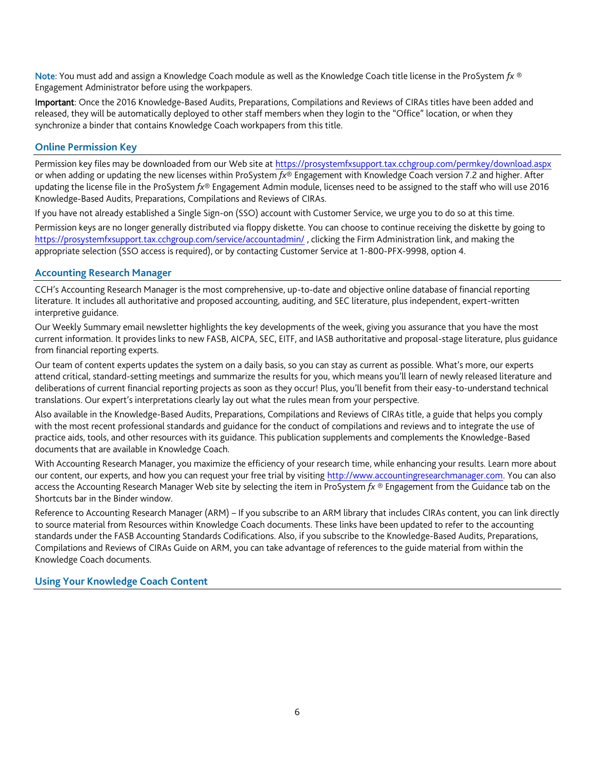**Note**: You must add and assign a Knowledge Coach module as well as the Knowledge Coach title license in the ProSystem *fx* ® Engagement Administrator before using the workpapers.

**Important**: Once the 2016 Knowledge-Based Audits, Preparations, Compilations and Reviews of CIRAs titles have been added and released, they will be automatically deployed to other staff members when they login to the "Office" location, or when they synchronize a binder that contains Knowledge Coach workpapers from this title.

## Online Permission Key

Permission key files may be downloaded from our Web site at https://prosystemfxsupport.tax.cchgroup.com/permkey/download.aspx or when adding or updating the new licenses within ProSystem *fx*® Engagement with Knowledge Coach version 7.2 and higher. After updating the license file in the ProSystem *fx*® Engagement Admin module, licenses need to be assigned to the staff who will use 2016 Knowledge-Based Audits, Preparations, Compilations and Reviews of CIRAs.

If you have not already established a Single Sign-on (SSO) account with Customer Service, we urge you to do so at this time.

Permission keys are no longer generally distributed via floppy diskette. You can choose to continue receiving the diskette by going to https://prosystemfxsupport.tax.cchgroup.com/service/accountadmin/ , clicking the Firm Administration link, and making the appropriate selection (SSO access is required), or by contacting Customer Service at 1-800-PFX-9998, option 4.

## Accounting Research Manager

CCH's Accounting Research Manager is the most comprehensive, up-to-date and objective online database of financial reporting literature. It includes all authoritative and proposed accounting, auditing, and SEC literature, plus independent, expert-written interpretive guidance.

Our Weekly Summary email newsletter highlights the key developments of the week, giving you assurance that you have the most current information. It provides links to new FASB, AICPA, SEC, EITF, and IASB authoritative and proposal-stage literature, plus guidance from financial reporting experts.

Our team of content experts updates the system on a daily basis, so you can stay as current as possible. What's more, our experts attend critical, standard-setting meetings and summarize the results for you, which means you'll learn of newly released literature and deliberations of current financial reporting projects as soon as they occur! Plus, you'll benefit from their easy-to-understand technical translations. Our expert's interpretations clearly lay out what the rules mean from your perspective.

Also available in the Knowledge-Based Audits, Preparations, Compilations and Reviews of CIRAs title, a guide that helps you comply with the most recent professional standards and guidance for the conduct of compilations and reviews and to integrate the use of practice aids, tools, and other resources with its guidance. This publication supplements and complements the Knowledge-Based documents that are available in Knowledge Coach.

With Accounting Research Manager, you maximize the efficiency of your research time, while enhancing your results. Learn more about our content, our experts, and how you can request your free trial by visiting http://www.accountingresearchmanager.com. You can also access the Accounting Research Manager Web site by selecting the item in ProSystem *fx* ® Engagement from the Guidance tab on the Shortcuts bar in the Binder window.

Reference to Accounting Research Manager (ARM) – If you subscribe to an ARM library that includes CIRAs content, you can link directly to source material from Resources within Knowledge Coach documents. These links have been updated to refer to the accounting standards under the FASB Accounting Standards Codifications. Also, if you subscribe to the Knowledge-Based Audits, Preparations, Compilations and Reviews of CIRAs Guide on ARM, you can take advantage of references to the guide material from within the Knowledge Coach documents.

## Using Your Knowledge Coach Content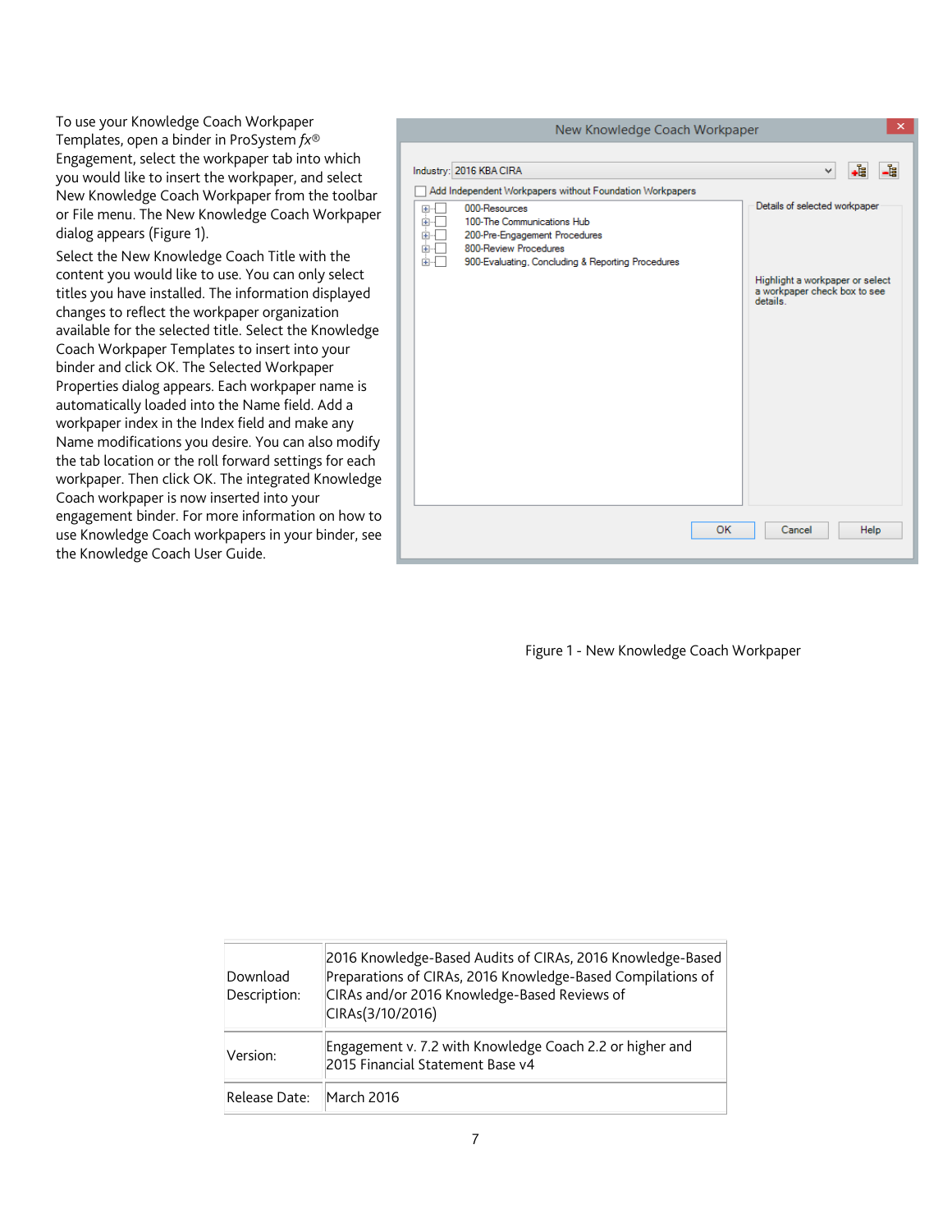To use your Knowledge Coach Workpaper Templates, open a binder in ProSystem *fx*® Engagement, select the workpaper tab into which you would like to insert the workpaper, and select New Knowledge Coach Workpaper from the toolbar or File menu. The New Knowledge Coach Workpaper dialog appears (Figure 1).

Select the New Knowledge Coach Title with the content you would like to use. You can only select titles you have installed. The information displayed changes to reflect the workpaper organization available for the selected title. Select the Knowledge Coach Workpaper Templates to insert into your binder and click OK. The Selected Workpaper Properties dialog appears. Each workpaper name is automatically loaded into the Name field. Add a workpaper index in the Index field and make any Name modifications you desire. You can also modify the tab location or the roll forward settings for each workpaper. Then click OK. The integrated Knowledge Coach workpaper is now inserted into your engagement binder. For more information on how to use Knowledge Coach workpapers in your binder, see the Knowledge Coach User Guide.

Figure 1 - New Knowledge Coach Workpaper

| | |
|---|---|
| Download Description: | 2016 Knowledge-Based Audits of CIRAs, 2016 Knowledge-Based Preparations of CIRAs, 2016 Knowledge-Based Compilations of CIRAs and/or 2016 Knowledge-Based Reviews of CIRAs(3/10/2016) |
| Version: | Engagement v. 7.2 with Knowledge Coach 2.2 or higher and 2015 Financial Statement Base v4 |
| Release Date: | March 2016 |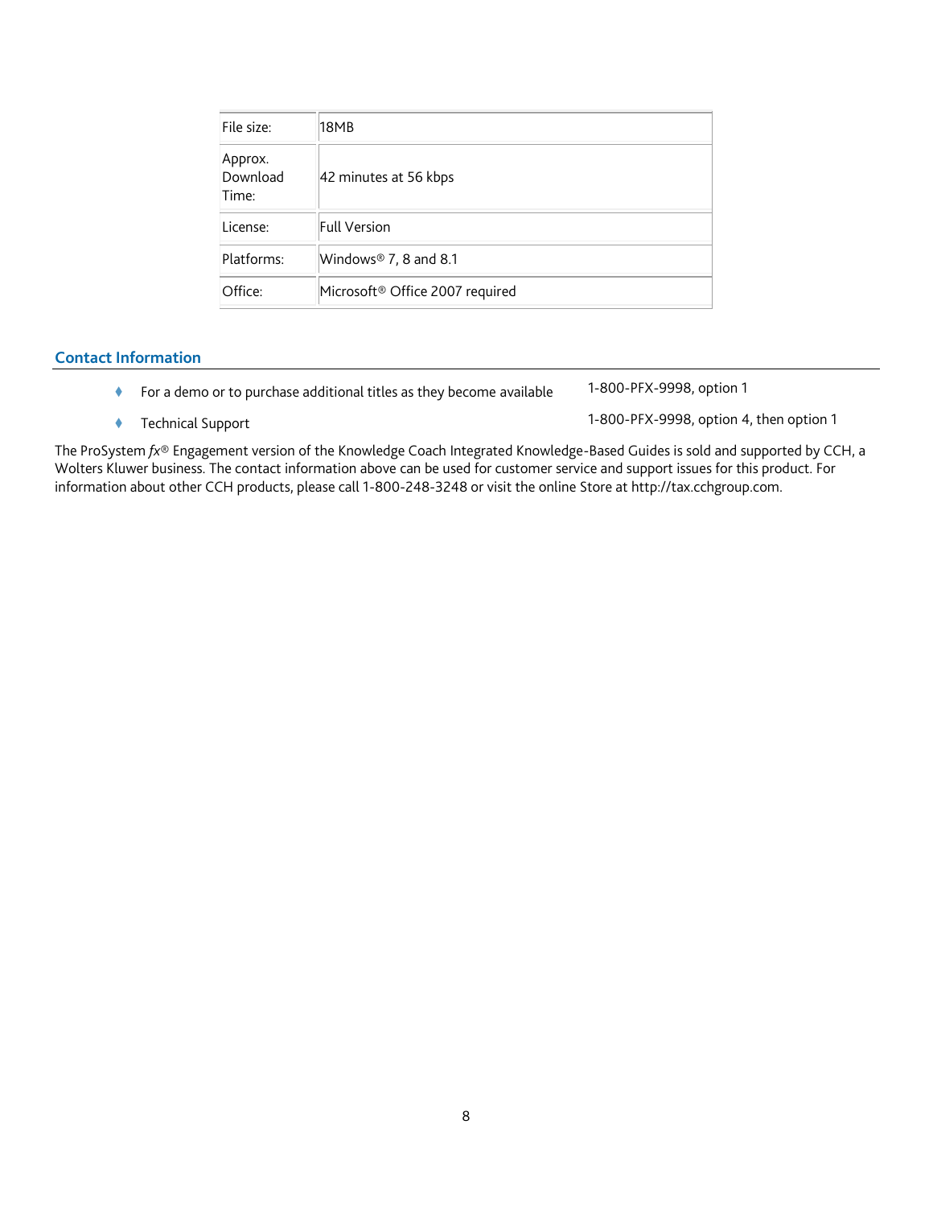| | |
|---|---|
| File size: | 18MB |
| Approx. Download Time: | 42 minutes at 56 kbps |
| License: | Full Version |
| Platforms: | Windows® 7, 8 and 8.1 |
| Office: | Microsoft® Office 2007 required |

## Contact Information

- For a demo or to purchase additional titles as they become available — 1-800-PFX-9998, option 1
- Technical Support — 1-800-PFX-9998, option 4, then option 1

The ProSystem *fx*® Engagement version of the Knowledge Coach Integrated Knowledge-Based Guides is sold and supported by CCH, a Wolters Kluwer business. The contact information above can be used for customer service and support issues for this product. For information about other CCH products, please call 1-800-248-3248 or visit the online Store at http://tax.cchgroup.com.